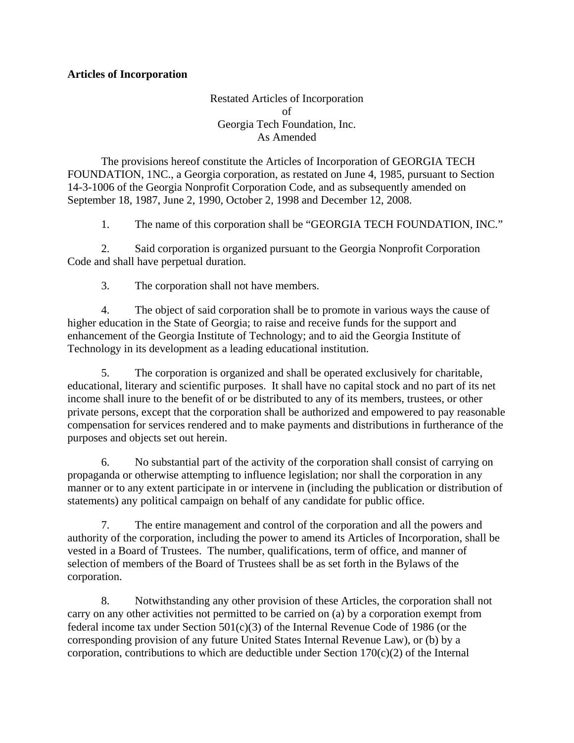**Articles of Incorporation**

Restated Articles of Incorporation
of
Georgia Tech Foundation, Inc.
As Amended

The provisions hereof constitute the Articles of Incorporation of GEORGIA TECH FOUNDATION, 1NC., a Georgia corporation, as restated on June 4, 1985, pursuant to Section 14-3-1006 of the Georgia Nonprofit Corporation Code, and as subsequently amended on September 18, 1987, June 2, 1990, October 2, 1998 and December 12, 2008.

1. The name of this corporation shall be "GEORGIA TECH FOUNDATION, INC."

2. Said corporation is organized pursuant to the Georgia Nonprofit Corporation Code and shall have perpetual duration.

3. The corporation shall not have members.

4. The object of said corporation shall be to promote in various ways the cause of higher education in the State of Georgia; to raise and receive funds for the support and enhancement of the Georgia Institute of Technology; and to aid the Georgia Institute of Technology in its development as a leading educational institution.

5. The corporation is organized and shall be operated exclusively for charitable, educational, literary and scientific purposes. It shall have no capital stock and no part of its net income shall inure to the benefit of or be distributed to any of its members, trustees, or other private persons, except that the corporation shall be authorized and empowered to pay reasonable compensation for services rendered and to make payments and distributions in furtherance of the purposes and objects set out herein.

6. No substantial part of the activity of the corporation shall consist of carrying on propaganda or otherwise attempting to influence legislation; nor shall the corporation in any manner or to any extent participate in or intervene in (including the publication or distribution of statements) any political campaign on behalf of any candidate for public office.

7. The entire management and control of the corporation and all the powers and authority of the corporation, including the power to amend its Articles of Incorporation, shall be vested in a Board of Trustees. The number, qualifications, term of office, and manner of selection of members of the Board of Trustees shall be as set forth in the Bylaws of the corporation.

8. Notwithstanding any other provision of these Articles, the corporation shall not carry on any other activities not permitted to be carried on (a) by a corporation exempt from federal income tax under Section 501(c)(3) of the Internal Revenue Code of 1986 (or the corresponding provision of any future United States Internal Revenue Law), or (b) by a corporation, contributions to which are deductible under Section 170(c)(2) of the Internal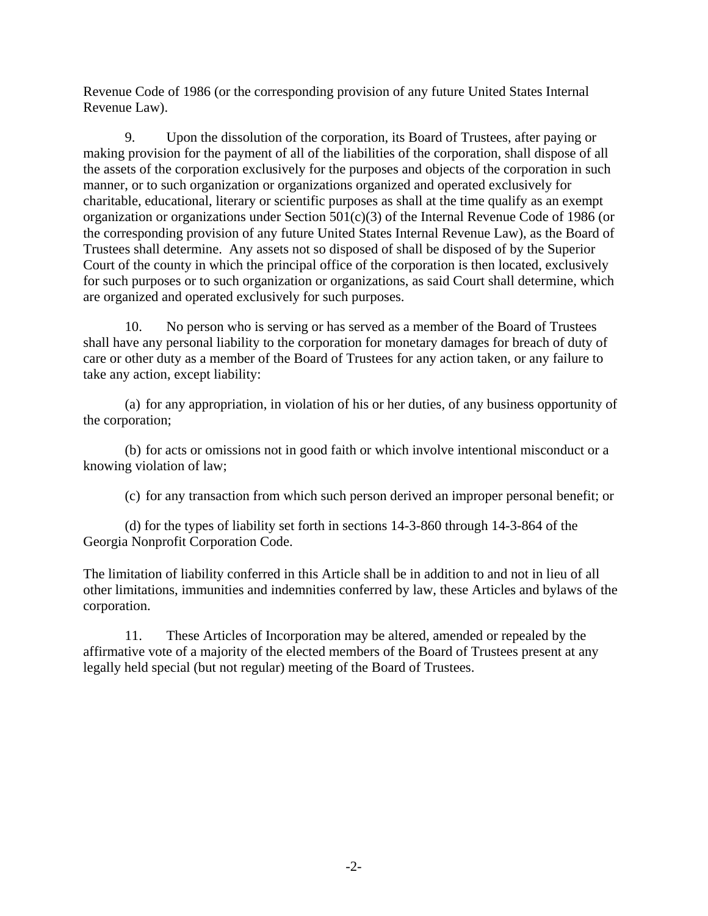Revenue Code of 1986 (or the corresponding provision of any future United States Internal Revenue Law).

9. Upon the dissolution of the corporation, its Board of Trustees, after paying or making provision for the payment of all of the liabilities of the corporation, shall dispose of all the assets of the corporation exclusively for the purposes and objects of the corporation in such manner, or to such organization or organizations organized and operated exclusively for charitable, educational, literary or scientific purposes as shall at the time qualify as an exempt organization or organizations under Section 501(c)(3) of the Internal Revenue Code of 1986 (or the corresponding provision of any future United States Internal Revenue Law), as the Board of Trustees shall determine. Any assets not so disposed of shall be disposed of by the Superior Court of the county in which the principal office of the corporation is then located, exclusively for such purposes or to such organization or organizations, as said Court shall determine, which are organized and operated exclusively for such purposes.

10. No person who is serving or has served as a member of the Board of Trustees shall have any personal liability to the corporation for monetary damages for breach of duty of care or other duty as a member of the Board of Trustees for any action taken, or any failure to take any action, except liability:

(a) for any appropriation, in violation of his or her duties, of any business opportunity of the corporation;

(b) for acts or omissions not in good faith or which involve intentional misconduct or a knowing violation of law;

(c) for any transaction from which such person derived an improper personal benefit; or

(d) for the types of liability set forth in sections 14-3-860 through 14-3-864 of the Georgia Nonprofit Corporation Code.

The limitation of liability conferred in this Article shall be in addition to and not in lieu of all other limitations, immunities and indemnities conferred by law, these Articles and bylaws of the corporation.

11. These Articles of Incorporation may be altered, amended or repealed by the affirmative vote of a majority of the elected members of the Board of Trustees present at any legally held special (but not regular) meeting of the Board of Trustees.